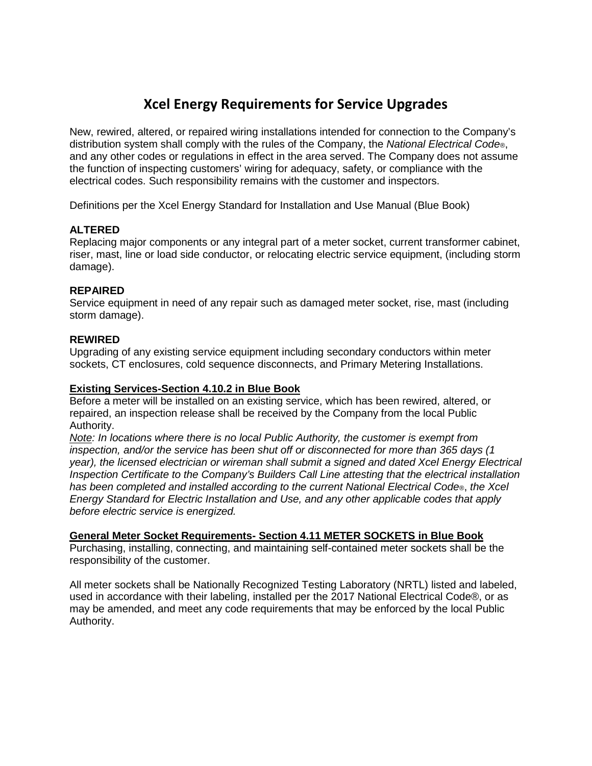# Xcel Energy Requirements for Service Upgrades

New, rewired, altered, or repaired wiring installations intended for connection to the Company's distribution system shall comply with the rules of the Company, the *National Electrical Code®*, and any other codes or regulations in effect in the area served. The Company does not assume the function of inspecting customers' wiring for adequacy, safety, or compliance with the electrical codes. Such responsibility remains with the customer and inspectors.

Definitions per the Xcel Energy Standard for Installation and Use Manual (Blue Book)

**ALTERED**
Replacing major components or any integral part of a meter socket, current transformer cabinet, riser, mast, line or load side conductor, or relocating electric service equipment, (including storm damage).

**REPAIRED**
Service equipment in need of any repair such as damaged meter socket, rise, mast (including storm damage).

**REWIRED**
Upgrading of any existing service equipment including secondary conductors within meter sockets, CT enclosures, cold sequence disconnects, and Primary Metering Installations.

**<u>Existing Services-Section 4.10.2 in Blue Book</u>**
Before a meter will be installed on an existing service, which has been rewired, altered, or repaired, an inspection release shall be received by the Company from the local Public Authority.
*<u>Note</u>: In locations where there is no local Public Authority, the customer is exempt from inspection, and/or the service has been shut off or disconnected for more than 365 days (1 year), the licensed electrician or wireman shall submit a signed and dated Xcel Energy Electrical Inspection Certificate to the Company's Builders Call Line attesting that the electrical installation has been completed and installed according to the current National Electrical Code®, the Xcel Energy Standard for Electric Installation and Use, and any other applicable codes that apply before electric service is energized.*

**<u>General Meter Socket Requirements- Section 4.11 METER SOCKETS in Blue Book</u>**
Purchasing, installing, connecting, and maintaining self-contained meter sockets shall be the responsibility of the customer.

All meter sockets shall be Nationally Recognized Testing Laboratory (NRTL) listed and labeled, used in accordance with their labeling, installed per the 2017 National Electrical Code®, or as may be amended, and meet any code requirements that may be enforced by the local Public Authority.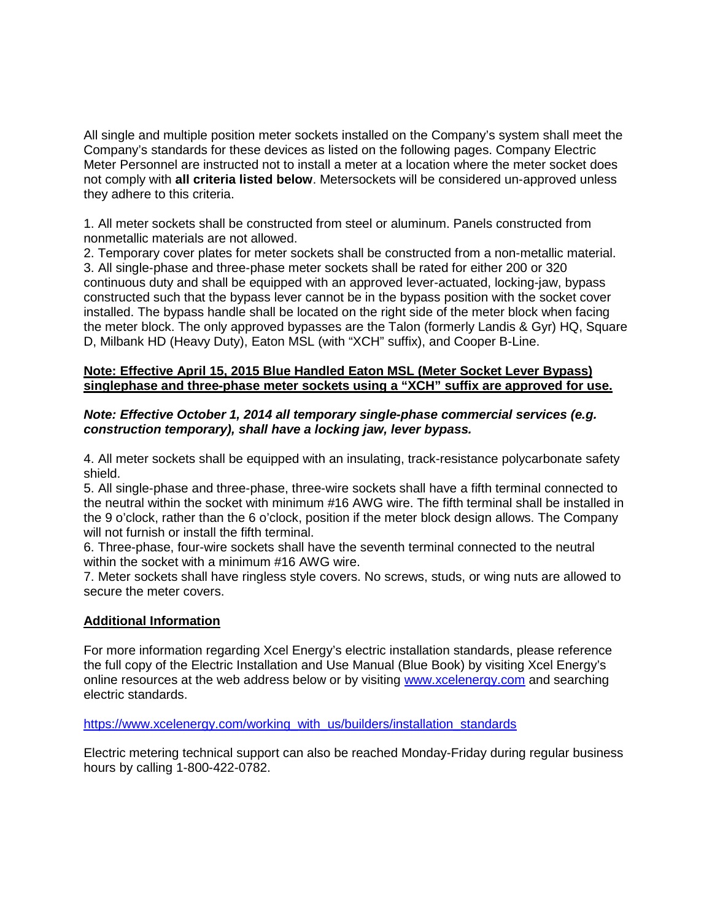All single and multiple position meter sockets installed on the Company's system shall meet the Company's standards for these devices as listed on the following pages. Company Electric Meter Personnel are instructed not to install a meter at a location where the meter socket does not comply with **all criteria listed below**. Metersockets will be considered un-approved unless they adhere to this criteria.

1. All meter sockets shall be constructed from steel or aluminum. Panels constructed from nonmetallic materials are not allowed.
2. Temporary cover plates for meter sockets shall be constructed from a non-metallic material.
3. All single-phase and three-phase meter sockets shall be rated for either 200 or 320 continuous duty and shall be equipped with an approved lever-actuated, locking-jaw, bypass constructed such that the bypass lever cannot be in the bypass position with the socket cover installed. The bypass handle shall be located on the right side of the meter block when facing the meter block. The only approved bypasses are the Talon (formerly Landis & Gyr) HQ, Square D, Milbank HD (Heavy Duty), Eaton MSL (with "XCH" suffix), and Cooper B-Line.

**Note: Effective April 15, 2015 Blue Handled Eaton MSL (Meter Socket Lever Bypass) singlephase and three-phase meter sockets using a "XCH" suffix are approved for use.**

***Note: Effective October 1, 2014 all temporary single-phase commercial services (e.g. construction temporary), shall have a locking jaw, lever bypass.***

4. All meter sockets shall be equipped with an insulating, track-resistance polycarbonate safety shield.
5. All single-phase and three-phase, three-wire sockets shall have a fifth terminal connected to the neutral within the socket with minimum #16 AWG wire. The fifth terminal shall be installed in the 9 o'clock, rather than the 6 o'clock, position if the meter block design allows. The Company will not furnish or install the fifth terminal.
6. Three-phase, four-wire sockets shall have the seventh terminal connected to the neutral within the socket with a minimum #16 AWG wire.
7. Meter sockets shall have ringless style covers. No screws, studs, or wing nuts are allowed to secure the meter covers.

## Additional Information

For more information regarding Xcel Energy's electric installation standards, please reference the full copy of the Electric Installation and Use Manual (Blue Book) by visiting Xcel Energy's online resources at the web address below or by visiting www.xcelenergy.com and searching electric standards.

https://www.xcelenergy.com/working_with_us/builders/installation_standards

Electric metering technical support can also be reached Monday-Friday during regular business hours by calling 1-800-422-0782.